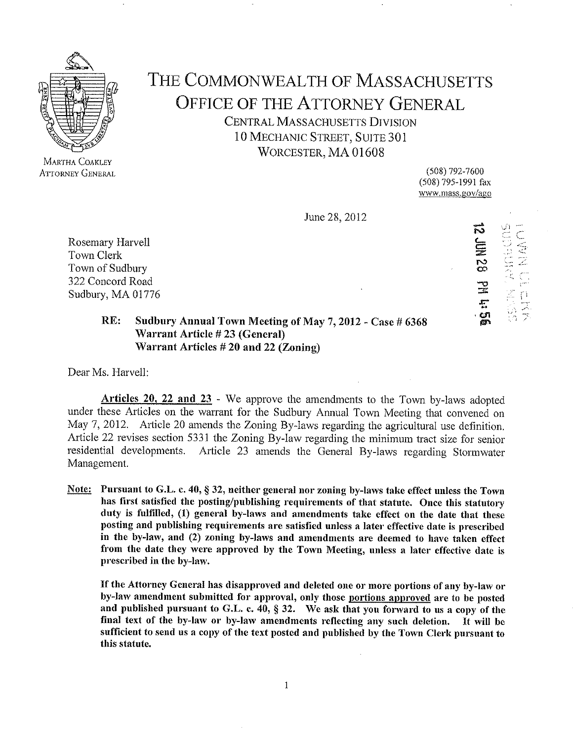# THE COMMONWEALTH OF MASSACHUSETTS
## OFFICE OF THE ATTORNEY GENERAL
CENTRAL MASSACHUSETTS DIVISION
10 MECHANIC STREET, SUITE 301
WORCESTER, MA 01608

MARTHA COAKLEY
ATTORNEY GENERAL

(508) 792-7600
(508) 795-1991 fax
www.mass.gov/ago

June 28, 2012

12 JUN 28 PM 4:56

Rosemary Harvell
Town Clerk
Town of Sudbury
322 Concord Road
Sudbury, MA 01776

**RE: Sudbury Annual Town Meeting of May 7, 2012 - Case # 6368**
**Warrant Article # 23 (General)**
**Warrant Articles # 20 and 22 (Zoning)**

Dear Ms. Harvell:

**Articles 20, 22 and 23** - We approve the amendments to the Town by-laws adopted under these Articles on the warrant for the Sudbury Annual Town Meeting that convened on May 7, 2012. Article 20 amends the Zoning By-laws regarding the agricultural use definition. Article 22 revises section 5331 the Zoning By-law regarding the minimum tract size for senior residential developments. Article 23 amends the General By-laws regarding Stormwater Management.

**Note: Pursuant to G.L. c. 40, § 32, neither general nor zoning by-laws take effect unless the Town has first satisfied the posting/publishing requirements of that statute. Once this statutory duty is fulfilled, (1) general by-laws and amendments take effect on the date that these posting and publishing requirements are satisfied unless a later effective date is prescribed in the by-law, and (2) zoning by-laws and amendments are deemed to have taken effect from the date they were approved by the Town Meeting, unless a later effective date is prescribed in the by-law.**

**If the Attorney General has disapproved and deleted one or more portions of any by-law or by-law amendment submitted for approval, only those portions approved are to be posted and published pursuant to G.L. c. 40, § 32. We ask that you forward to us a copy of the final text of the by-law or by-law amendments reflecting any such deletion. It will be sufficient to send us a copy of the text posted and published by the Town Clerk pursuant to this statute.**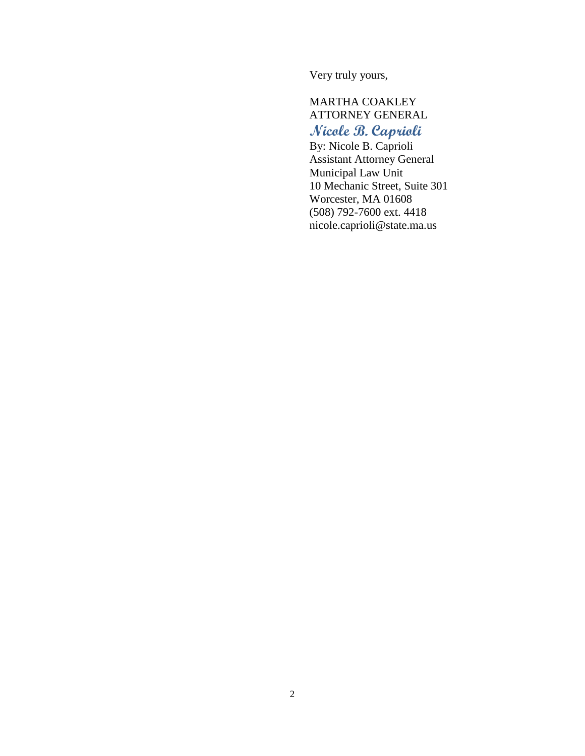Very truly yours,

MARTHA COAKLEY
ATTORNEY GENERAL

*Nicole B. Caprioli*

By: Nicole B. Caprioli
Assistant Attorney General
Municipal Law Unit
10 Mechanic Street, Suite 301
Worcester, MA 01608
(508) 792-7600 ext. 4418
nicole.caprioli@state.ma.us